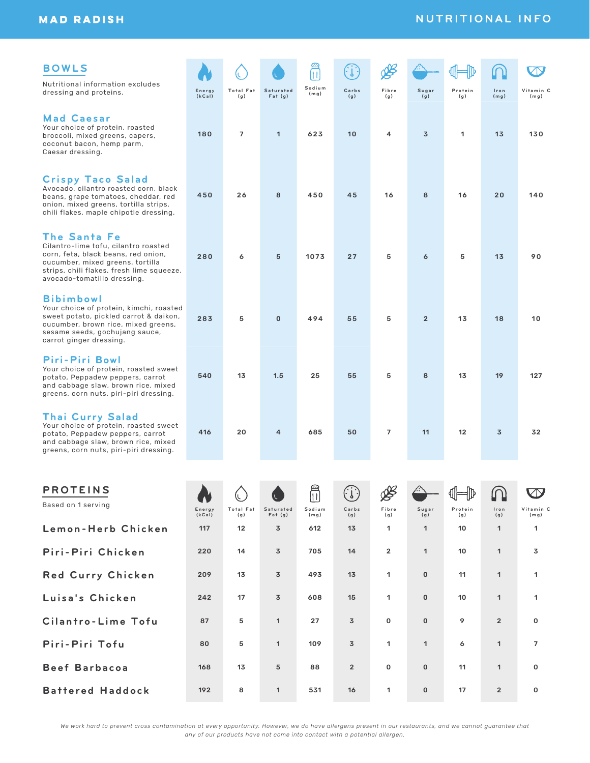# MAD RADISH

## NUTRITIONAL INFO

## BOWLS

Nutritional information excludes dressing and proteins.

| Bowl | Energy (kCal) | Total Fat (g) | Saturated Fat (g) | Sodium (mg) | Carbs (g) | Fibre (g) | Sugar (g) | Protein (g) | Iron (mg) | Vitamin C (mg) |
|---|---|---|---|---|---|---|---|---|---|---|
| **Mad Caesar** Your choice of protein, roasted broccoli, mixed greens, capers, coconut bacon, hemp parm, Caesar dressing. | 180 | 7 | 1 | 623 | 10 | 4 | 3 | 1 | 13 | 130 |
| **Crispy Taco Salad** Avocado, cilantro roasted corn, black beans, grape tomatoes, cheddar, red onion, mixed greens, tortilla strips, chili flakes, maple chipotle dressing. | 450 | 26 | 8 | 450 | 45 | 16 | 8 | 16 | 20 | 140 |
| **The Santa Fe** Cilantro-lime tofu, cilantro roasted corn, feta, black beans, red onion, cucumber, mixed greens, tortilla strips, chili flakes, fresh lime squeeze, avocado-tomatillo dressing. | 280 | 6 | 5 | 1073 | 27 | 5 | 6 | 5 | 13 | 90 |
| **Bibimbowl** Your choice of protein, kimchi, roasted sweet potato, pickled carrot & daikon, cucumber, brown rice, mixed greens, sesame seeds, gochujang sauce, carrot ginger dressing. | 283 | 5 | 0 | 494 | 55 | 5 | 2 | 13 | 18 | 10 |
| **Piri-Piri Bowl** Your choice of protein, roasted sweet potato, Peppadew peppers, carrot and cabbage slaw, brown rice, mixed greens, corn nuts, piri-piri dressing. | 540 | 13 | 1.5 | 25 | 55 | 5 | 8 | 13 | 19 | 127 |
| **Thai Curry Salad** Your choice of protein, roasted sweet potato, Peppadew peppers, carrot and cabbage slaw, brown rice, mixed greens, corn nuts, piri-piri dressing. | 416 | 20 | 4 | 685 | 50 | 7 | 11 | 12 | 3 | 32 |

## PROTEINS

Based on 1 serving

| Protein | Energy (kCal) | Total Fat (g) | Saturated Fat (g) | Sodium (mg) | Carbs (g) | Fibre (g) | Sugar (g) | Protein (g) | Iron (g) | Vitamin C (mg) |
|---|---|---|---|---|---|---|---|---|---|---|
| Lemon-Herb Chicken | 117 | 12 | 3 | 612 | 13 | 1 | 1 | 10 | 1 | 1 |
| Piri-Piri Chicken | 220 | 14 | 3 | 705 | 14 | 2 | 1 | 10 | 1 | 3 |
| Red Curry Chicken | 209 | 13 | 3 | 493 | 13 | 1 | 0 | 11 | 1 | 1 |
| Luisa's Chicken | 242 | 17 | 3 | 608 | 15 | 1 | 0 | 10 | 1 | 1 |
| Cilantro-Lime Tofu | 87 | 5 | 1 | 27 | 3 | 0 | 0 | 9 | 2 | 0 |
| Piri-Piri Tofu | 80 | 5 | 1 | 109 | 3 | 1 | 1 | 6 | 1 | 7 |
| Beef Barbacoa | 168 | 13 | 5 | 88 | 2 | 0 | 0 | 11 | 1 | 0 |
| Battered Haddock | 192 | 8 | 1 | 531 | 16 | 1 | 0 | 17 | 2 | 0 |

*We work hard to prevent cross contamination at every opportunity. However, we do have allergens present in our restaurants, and we cannot guarantee that any of our products have not come into contact with a potential allergen.*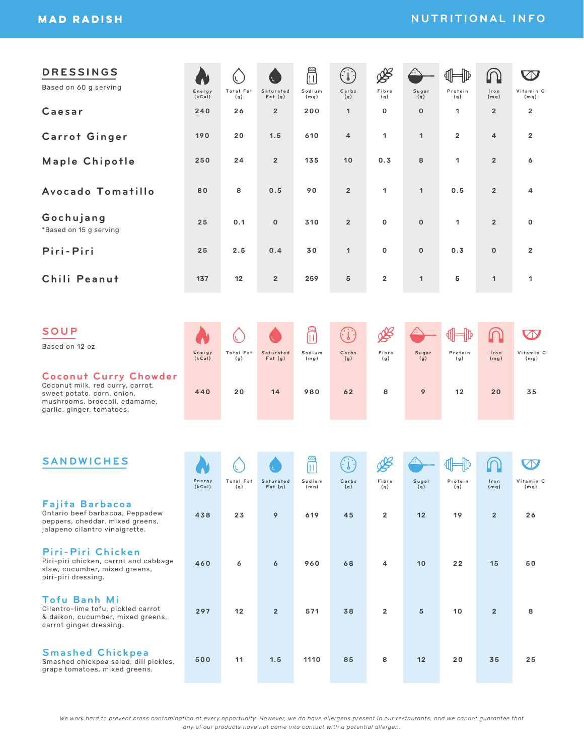# MAD RADISH

## NUTRITIONAL INFO

## DRESSINGS

Based on 60 g serving

| | Energy (kCal) | Total Fat (g) | Saturated Fat (g) | Sodium (mg) | Carbs (g) | Fibre (g) | Sugar (g) | Protein (g) | Iron (mg) | Vitamin C (mg) |
|---|---|---|---|---|---|---|---|---|---|---|
| Caesar | 240 | 26 | 2 | 200 | 1 | 0 | 0 | 1 | 2 | 2 |
| Carrot Ginger | 190 | 20 | 1.5 | 610 | 4 | 1 | 1 | 2 | 4 | 2 |
| Maple Chipotle | 250 | 24 | 2 | 135 | 10 | 0.3 | 8 | 1 | 2 | 6 |
| Avocado Tomatillo | 80 | 8 | 0.5 | 90 | 2 | 1 | 1 | 0.5 | 2 | 4 |
| Gochujang *Based on 15 g serving | 25 | 0.1 | 0 | 310 | 2 | 0 | 0 | 1 | 2 | 0 |
| Piri-Piri | 25 | 2.5 | 0.4 | 30 | 1 | 0 | 0 | 0.3 | 0 | 2 |
| Chili Peanut | 137 | 12 | 2 | 259 | 5 | 2 | 1 | 5 | 1 | 1 |

## SOUP

Based on 12 oz

| | Energy (kCal) | Total Fat (g) | Saturated Fat (g) | Sodium (mg) | Carbs (g) | Fibre (g) | Sugar (g) | Protein (g) | Iron (mg) | Vitamin C (mg) |
|---|---|---|---|---|---|---|---|---|---|---|
| **Coconut Curry Chowder** Coconut milk, red curry, carrot, sweet potato, corn, onion, mushrooms, broccoli, edamame, garlic, ginger, tomatoes. | 440 | 20 | 14 | 980 | 62 | 8 | 9 | 12 | 20 | 35 |

## SANDWICHES

| | Energy (kCal) | Total Fat (g) | Saturated Fat (g) | Sodium (mg) | Carbs (g) | Fibre (g) | Sugar (g) | Protein (g) | Iron (mg) | Vitamin C (mg) |
|---|---|---|---|---|---|---|---|---|---|---|
| **Fajita Barbacoa** Ontario beef barbacoa, Peppadew peppers, cheddar, mixed greens, jalapeno cilantro vinaigrette. | 438 | 23 | 9 | 619 | 45 | 2 | 12 | 19 | 2 | 26 |
| **Piri-Piri Chicken** Piri-piri chicken, carrot and cabbage slaw, cucumber, mixed greens, piri-piri dressing. | 460 | 6 | 6 | 960 | 68 | 4 | 10 | 22 | 15 | 50 |
| **Tofu Banh Mi** Cilantro-lime tofu, pickled carrot & daikon, cucumber, mixed greens, carrot ginger dressing. | 297 | 12 | 2 | 571 | 38 | 2 | 5 | 10 | 2 | 8 |
| **Smashed Chickpea** Smashed chickpea salad, dill pickles, grape tomatoes, mixed greens. | 500 | 11 | 1.5 | 1110 | 85 | 8 | 12 | 20 | 35 | 25 |

*We work hard to prevent cross contamination at every opportunity. However, we do have allergens present in our restaurants, and we cannot guarantee that any of our products have not come into contact with a potential allergen.*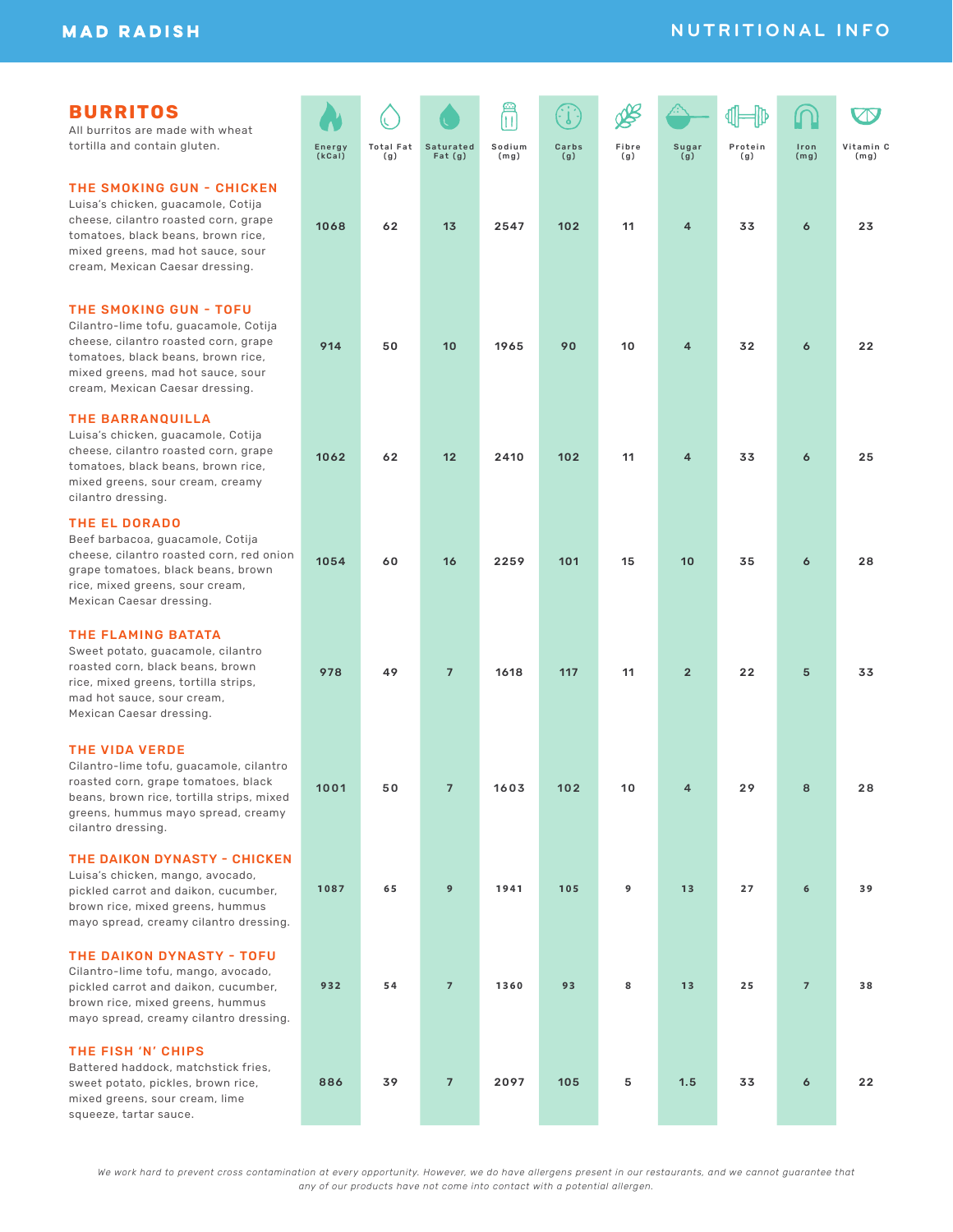MAD RADISH

NUTRITIONAL INFO

## BURRITOS

All burritos are made with wheat tortilla and contain gluten.

| Item | Energy (kCal) | Total Fat (g) | Saturated Fat (g) | Sodium (mg) | Carbs (g) | Fibre (g) | Sugar (g) | Protein (g) | Iron (mg) | Vitamin C (mg) |
|---|---|---|---|---|---|---|---|---|---|---|
| **THE SMOKING GUN - CHICKEN** Luisa's chicken, guacamole, Cotija cheese, cilantro roasted corn, grape tomatoes, black beans, brown rice, mixed greens, mad hot sauce, sour cream, Mexican Caesar dressing. | 1068 | 62 | 13 | 2547 | 102 | 11 | 4 | 33 | 6 | 23 |
| **THE SMOKING GUN - TOFU** Cilantro-lime tofu, guacamole, Cotija cheese, cilantro roasted corn, grape tomatoes, black beans, brown rice, mixed greens, mad hot sauce, sour cream, Mexican Caesar dressing. | 914 | 50 | 10 | 1965 | 90 | 10 | 4 | 32 | 6 | 22 |
| **THE BARRANQUILLA** Luisa's chicken, guacamole, Cotija cheese, cilantro roasted corn, grape tomatoes, black beans, brown rice, mixed greens, sour cream, creamy cilantro dressing. | 1062 | 62 | 12 | 2410 | 102 | 11 | 4 | 33 | 6 | 25 |
| **THE EL DORADO** Beef barbacoa, guacamole, Cotija cheese, cilantro roasted corn, red onion grape tomatoes, black beans, brown rice, mixed greens, sour cream, Mexican Caesar dressing. | 1054 | 60 | 16 | 2259 | 101 | 15 | 10 | 35 | 6 | 28 |
| **THE FLAMING BATATA** Sweet potato, guacamole, cilantro roasted corn, black beans, brown rice, mixed greens, tortilla strips, mad hot sauce, sour cream, Mexican Caesar dressing. | 978 | 49 | 7 | 1618 | 117 | 11 | 2 | 22 | 5 | 33 |
| **THE VIDA VERDE** Cilantro-lime tofu, guacamole, cilantro roasted corn, grape tomatoes, black beans, brown rice, tortilla strips, mixed greens, hummus mayo spread, creamy cilantro dressing. | 1001 | 50 | 7 | 1603 | 102 | 10 | 4 | 29 | 8 | 28 |
| **THE DAIKON DYNASTY - CHICKEN** Luisa's chicken, mango, avocado, pickled carrot and daikon, cucumber, brown rice, mixed greens, hummus mayo spread, creamy cilantro dressing. | 1087 | 65 | 9 | 1941 | 105 | 9 | 13 | 27 | 6 | 39 |
| **THE DAIKON DYNASTY - TOFU** Cilantro-lime tofu, mango, avocado, pickled carrot and daikon, cucumber, brown rice, mixed greens, hummus mayo spread, creamy cilantro dressing. | 932 | 54 | 7 | 1360 | 93 | 8 | 13 | 25 | 7 | 38 |
| **THE FISH 'N' CHIPS** Battered haddock, matchstick fries, sweet potato, pickles, brown rice, mixed greens, sour cream, lime squeeze, tartar sauce. | 886 | 39 | 7 | 2097 | 105 | 5 | 1.5 | 33 | 6 | 22 |

*We work hard to prevent cross contamination at every opportunity. However, we do have allergens present in our restaurants, and we cannot guarantee that any of our products have not come into contact with a potential allergen.*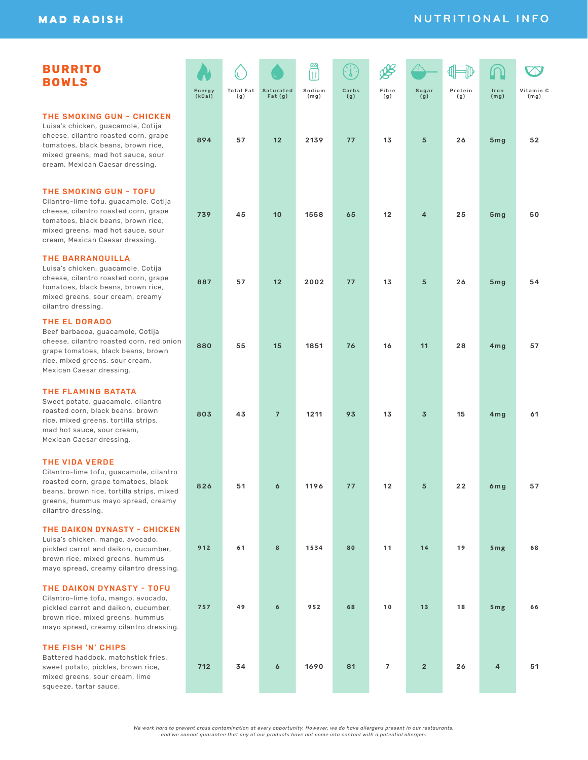MAD RADISH

NUTRITIONAL INFO

## BURRITO BOWLS

| Item | Energy (kCal) | Total Fat (g) | Saturated Fat (g) | Sodium (mg) | Carbs (g) | Fibre (g) | Sugar (g) | Protein (g) | Iron (mg) | Vitamin C (mg) |
|---|---|---|---|---|---|---|---|---|---|---|
| **THE SMOKING GUN - CHICKEN** Luisa's chicken, guacamole, Cotija cheese, cilantro roasted corn, grape tomatoes, black beans, brown rice, mixed greens, mad hot sauce, sour cream, Mexican Caesar dressing. | 894 | 57 | 12 | 2139 | 77 | 13 | 5 | 26 | 5mg | 52 |
| **THE SMOKING GUN - TOFU** Cilantro-lime tofu, guacamole, Cotija cheese, cilantro roasted corn, grape tomatoes, black beans, brown rice, mixed greens, mad hot sauce, sour cream, Mexican Caesar dressing. | 739 | 45 | 10 | 1558 | 65 | 12 | 4 | 25 | 5mg | 50 |
| **THE BARRANQUILLA** Luisa's chicken, guacamole, Cotija cheese, cilantro roasted corn, grape tomatoes, black beans, brown rice, mixed greens, sour cream, creamy cilantro dressing. | 887 | 57 | 12 | 2002 | 77 | 13 | 5 | 26 | 5mg | 54 |
| **THE EL DORADO** Beef barbacoa, guacamole, Cotija cheese, cilantro roasted corn, red onion grape tomatoes, black beans, brown rice, mixed greens, sour cream, Mexican Caesar dressing. | 880 | 55 | 15 | 1851 | 76 | 16 | 11 | 28 | 4mg | 57 |
| **THE FLAMING BATATA** Sweet potato, guacamole, cilantro roasted corn, black beans, brown rice, mixed greens, tortilla strips, mad hot sauce, sour cream, Mexican Caesar dressing. | 803 | 43 | 7 | 1211 | 93 | 13 | 3 | 15 | 4mg | 61 |
| **THE VIDA VERDE** Cilantro-lime tofu, guacamole, cilantro roasted corn, grape tomatoes, black beans, brown rice, tortilla strips, mixed greens, hummus mayo spread, creamy cilantro dressing. | 826 | 51 | 6 | 1196 | 77 | 12 | 5 | 22 | 6mg | 57 |
| **THE DAIKON DYNASTY - CHICKEN** Luisa's chicken, mango, avocado, pickled carrot and daikon, cucumber, brown rice, mixed greens, hummus mayo spread, creamy cilantro dressing. | 912 | 61 | 8 | 1534 | 80 | 11 | 14 | 19 | 5mg | 68 |
| **THE DAIKON DYNASTY - TOFU** Cilantro-lime tofu, mango, avocado, pickled carrot and daikon, cucumber, brown rice, mixed greens, hummus mayo spread, creamy cilantro dressing. | 757 | 49 | 6 | 952 | 68 | 10 | 13 | 18 | 5mg | 66 |
| **THE FISH 'N' CHIPS** Battered haddock, matchstick fries, sweet potato, pickles, brown rice, mixed greens, sour cream, lime squeeze, tartar sauce. | 712 | 34 | 6 | 1690 | 81 | 7 | 2 | 26 | 4 | 51 |

*We work hard to prevent cross contamination at every opportunity. However, we do have allergens present in our restaurants, and we cannot guarantee that any of our products have not come into contact with a potential allergen.*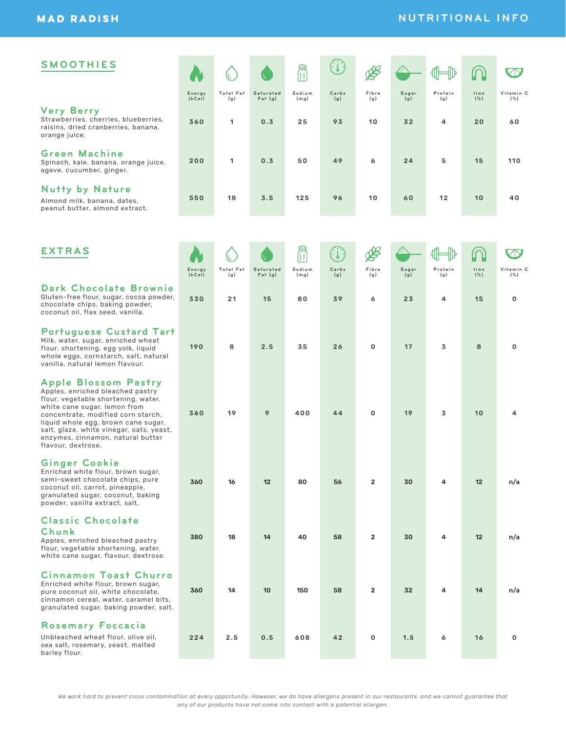MAD RADISH

NUTRITIONAL INFO

## SMOOTHIES

| | Energy (kCal) | Total Fat (g) | Saturated Fat (g) | Sodium (mg) | Carbs (g) | Fibre (g) | Sugar (g) | Protein (g) | Iron (%) | Vitamin C (%) |
|---|---|---|---|---|---|---|---|---|---|---|
| **Very Berry**<br>Strawberries, cherries, blueberries, raisins, dried cranberries, banana, orange juice. | 360 | 1 | 0.3 | 25 | 93 | 10 | 32 | 4 | 20 | 60 |
| **Green Machine**<br>Spinach, kale, banana, orange juice, agave, cucumber, ginger. | 200 | 1 | 0.3 | 50 | 49 | 6 | 24 | 5 | 15 | 110 |
| **Nutty by Nature**<br>Almond milk, banana, dates, peanut butter, almond extract. | 550 | 18 | 3.5 | 125 | 96 | 10 | 60 | 12 | 10 | 40 |

## EXTRAS

| | Energy (kCal) | Total Fat (g) | Saturated Fat (g) | Sodium (mg) | Carbs (g) | Fibre (g) | Sugar (g) | Protein (g) | Iron (%) | Vitamin C (%) |
|---|---|---|---|---|---|---|---|---|---|---|
| **Dark Chocolate Brownie**<br>Gluten-free flour, sugar, cocoa powder, chocolate chips, baking powder, coconut oil, flax seed, vanilla. | 330 | 21 | 15 | 80 | 39 | 6 | 23 | 4 | 15 | 0 |
| **Portuguese Custard Tart**<br>Milk, water, sugar, enriched wheat flour, shortening, egg yolk, liquid whole eggs, cornstarch, salt, natural vanilla, natural lemon flavour. | 190 | 8 | 2.5 | 35 | 26 | 0 | 17 | 3 | 8 | 0 |
| **Apple Blossom Pastry**<br>Apples, enriched bleached pastry flour, vegetable shortening, water, white cane sugar, lemon from concentrate, modified corn starch, liquid whole egg, brown cane sugar, salt, glaze, white vinegar, oats, yeast, enzymes, cinnamon, natural butter flavour, dextrose. | 360 | 19 | 9 | 400 | 44 | 0 | 19 | 3 | 10 | 4 |
| **Ginger Cookie**<br>Enriched white flour, brown sugar, semi-sweet chocolate chips, pure coconut oil, carrot, pineapple, granulated sugar, coconut, baking powder, vanilla extract, salt. | 360 | 16 | 12 | 80 | 56 | 2 | 30 | 4 | 12 | n/a |
| **Classic Chocolate Chunk**<br>Apples, enriched bleached pastry flour, vegetable shortening, water, white cane sugar, flavour, dextrose. | 380 | 18 | 14 | 40 | 58 | 2 | 30 | 4 | 12 | n/a |
| **Cinnamon Toast Churro**<br>Enriched white flour, brown sugar, pure coconut oil, white chocolate, cinnamon cereal, water, caramel bits, granulated sugar, baking powder, salt. | 360 | 14 | 10 | 150 | 58 | 2 | 32 | 4 | 14 | n/a |
| **Rosemary Foccacia**<br>Unbleached wheat flour, olive oil, sea salt, rosemary, yeast, malted barley flour. | 224 | 2.5 | 0.5 | 608 | 42 | 0 | 1.5 | 6 | 16 | 0 |

*We work hard to prevent cross contamination at every opportunity. However, we do have allergens present in our restaurants, and we cannot guarantee that any of our products have not come into contact with a potential allergen.*